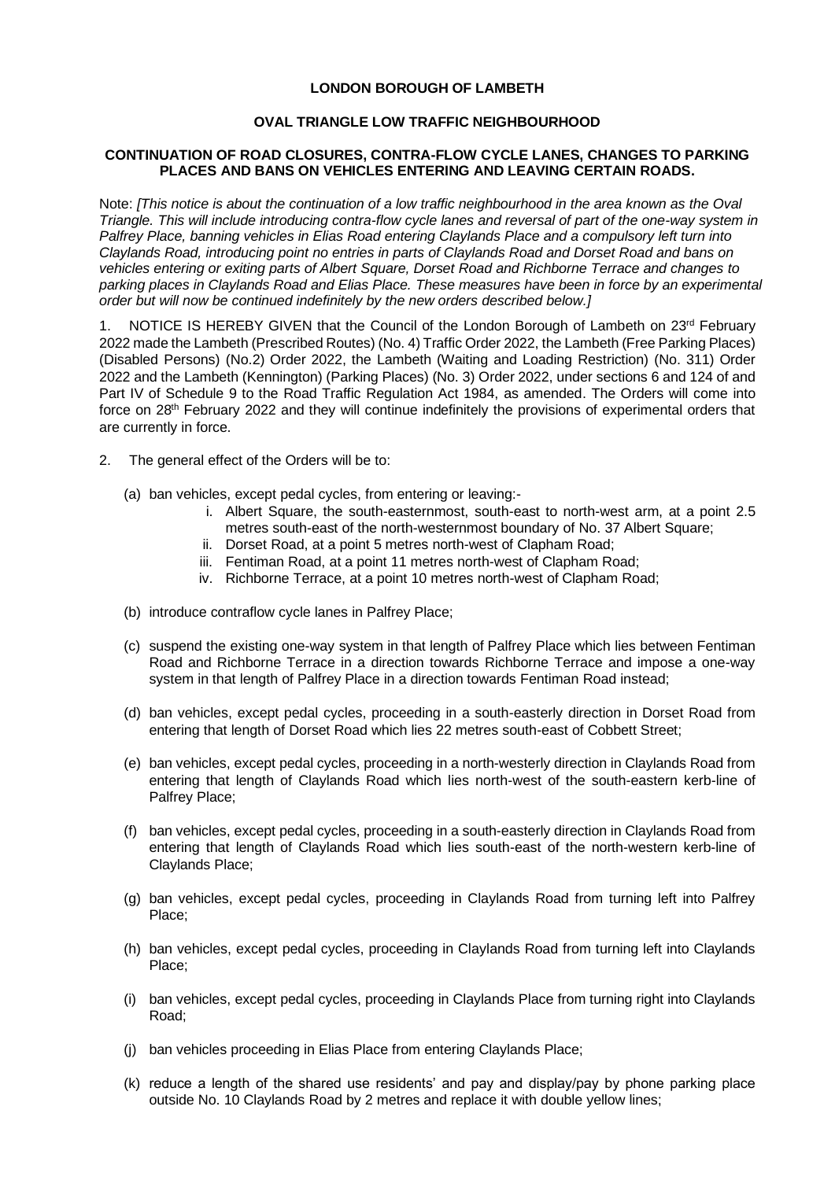**LONDON BOROUGH OF LAMBETH**

**OVAL TRIANGLE LOW TRAFFIC NEIGHBOURHOOD**

**CONTINUATION OF ROAD CLOSURES, CONTRA-FLOW CYCLE LANES, CHANGES TO PARKING PLACES AND BANS ON VEHICLES ENTERING AND LEAVING CERTAIN ROADS.**

Note: *[This notice is about the continuation of a low traffic neighbourhood in the area known as the Oval Triangle. This will include introducing contra-flow cycle lanes and reversal of part of the one-way system in Palfrey Place, banning vehicles in Elias Road entering Claylands Place and a compulsory left turn into Claylands Road, introducing point no entries in parts of Claylands Road and Dorset Road and bans on vehicles entering or exiting parts of Albert Square, Dorset Road and Richborne Terrace and changes to parking places in Claylands Road and Elias Place. These measures have been in force by an experimental order but will now be continued indefinitely by the new orders described below.]*

1. NOTICE IS HEREBY GIVEN that the Council of the London Borough of Lambeth on 23rd February 2022 made the Lambeth (Prescribed Routes) (No. 4) Traffic Order 2022, the Lambeth (Free Parking Places) (Disabled Persons) (No.2) Order 2022, the Lambeth (Waiting and Loading Restriction) (No. 311) Order 2022 and the Lambeth (Kennington) (Parking Places) (No. 3) Order 2022, under sections 6 and 124 of and Part IV of Schedule 9 to the Road Traffic Regulation Act 1984, as amended. The Orders will come into force on 28th February 2022 and they will continue indefinitely the provisions of experimental orders that are currently in force.

2. The general effect of the Orders will be to:

   (a) ban vehicles, except pedal cycles, from entering or leaving:-
      i. Albert Square, the south-easternmost, south-east to north-west arm, at a point 2.5 metres south-east of the north-westernmost boundary of No. 37 Albert Square;
      ii. Dorset Road, at a point 5 metres north-west of Clapham Road;
      iii. Fentiman Road, at a point 11 metres north-west of Clapham Road;
      iv. Richborne Terrace, at a point 10 metres north-west of Clapham Road;

   (b) introduce contraflow cycle lanes in Palfrey Place;

   (c) suspend the existing one-way system in that length of Palfrey Place which lies between Fentiman Road and Richborne Terrace in a direction towards Richborne Terrace and impose a one-way system in that length of Palfrey Place in a direction towards Fentiman Road instead;

   (d) ban vehicles, except pedal cycles, proceeding in a south-easterly direction in Dorset Road from entering that length of Dorset Road which lies 22 metres south-east of Cobbett Street;

   (e) ban vehicles, except pedal cycles, proceeding in a north-westerly direction in Claylands Road from entering that length of Claylands Road which lies north-west of the south-eastern kerb-line of Palfrey Place;

   (f) ban vehicles, except pedal cycles, proceeding in a south-easterly direction in Claylands Road from entering that length of Claylands Road which lies south-east of the north-western kerb-line of Claylands Place;

   (g) ban vehicles, except pedal cycles, proceeding in Claylands Road from turning left into Palfrey Place;

   (h) ban vehicles, except pedal cycles, proceeding in Claylands Road from turning left into Claylands Place;

   (i) ban vehicles, except pedal cycles, proceeding in Claylands Place from turning right into Claylands Road;

   (j) ban vehicles proceeding in Elias Place from entering Claylands Place;

   (k) reduce a length of the shared use residents' and pay and display/pay by phone parking place outside No. 10 Claylands Road by 2 metres and replace it with double yellow lines;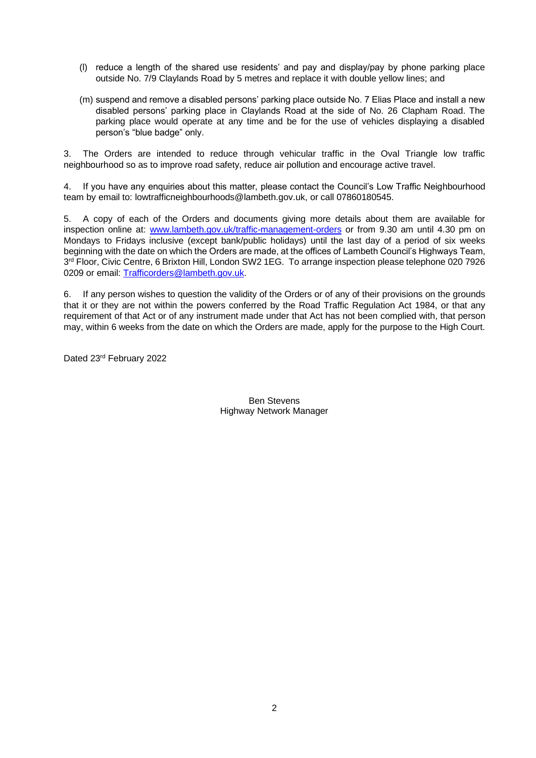(l) reduce a length of the shared use residents' and pay and display/pay by phone parking place outside No. 7/9 Claylands Road by 5 metres and replace it with double yellow lines; and

(m) suspend and remove a disabled persons' parking place outside No. 7 Elias Place and install a new disabled persons' parking place in Claylands Road at the side of No. 26 Clapham Road. The parking place would operate at any time and be for the use of vehicles displaying a disabled person's "blue badge" only.

3. The Orders are intended to reduce through vehicular traffic in the Oval Triangle low traffic neighbourhood so as to improve road safety, reduce air pollution and encourage active travel.

4. If you have any enquiries about this matter, please contact the Council's Low Traffic Neighbourhood team by email to: lowtrafficneighbourhoods@lambeth.gov.uk, or call 07860180545.

5. A copy of each of the Orders and documents giving more details about them are available for inspection online at: www.lambeth.gov.uk/traffic-management-orders or from 9.30 am until 4.30 pm on Mondays to Fridays inclusive (except bank/public holidays) until the last day of a period of six weeks beginning with the date on which the Orders are made, at the offices of Lambeth Council's Highways Team, 3rd Floor, Civic Centre, 6 Brixton Hill, London SW2 1EG. To arrange inspection please telephone 020 7926 0209 or email: Trafficorders@lambeth.gov.uk.

6. If any person wishes to question the validity of the Orders or of any of their provisions on the grounds that it or they are not within the powers conferred by the Road Traffic Regulation Act 1984, or that any requirement of that Act or of any instrument made under that Act has not been complied with, that person may, within 6 weeks from the date on which the Orders are made, apply for the purpose to the High Court.

Dated 23rd February 2022

Ben Stevens
Highway Network Manager